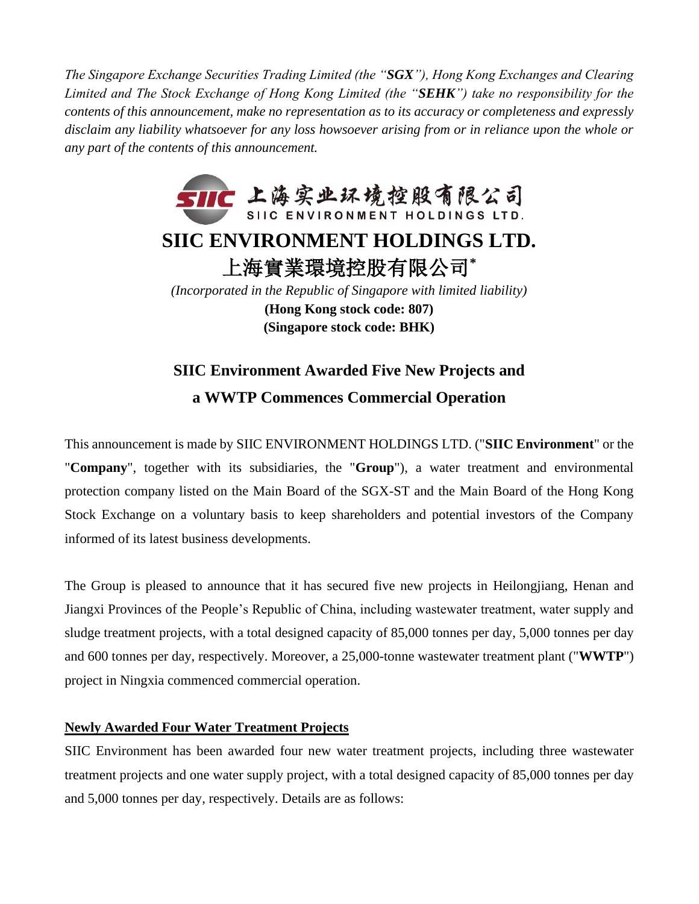*The Singapore Exchange Securities Trading Limited (the "**SGX**"), Hong Kong Exchanges and Clearing Limited and The Stock Exchange of Hong Kong Limited (the "**SEHK**") take no responsibility for the contents of this announcement, make no representation as to its accuracy or completeness and expressly disclaim any liability whatsoever for any loss howsoever arising from or in reliance upon the whole or any part of the contents of this announcement.*

# SIIC ENVIRONMENT HOLDINGS LTD.

# 上海實業環境控股有限公司*

*(Incorporated in the Republic of Singapore with limited liability)*

**(Hong Kong stock code: 807)**

**(Singapore stock code: BHK)**

## SIIC Environment Awarded Five New Projects and a WWTP Commences Commercial Operation

This announcement is made by SIIC ENVIRONMENT HOLDINGS LTD. ("**SIIC Environment**" or the "**Company**", together with its subsidiaries, the "**Group**"), a water treatment and environmental protection company listed on the Main Board of the SGX-ST and the Main Board of the Hong Kong Stock Exchange on a voluntary basis to keep shareholders and potential investors of the Company informed of its latest business developments.

The Group is pleased to announce that it has secured five new projects in Heilongjiang, Henan and Jiangxi Provinces of the People's Republic of China, including wastewater treatment, water supply and sludge treatment projects, with a total designed capacity of 85,000 tonnes per day, 5,000 tonnes per day and 600 tonnes per day, respectively. Moreover, a 25,000-tonne wastewater treatment plant ("**WWTP**") project in Ningxia commenced commercial operation.

### Newly Awarded Four Water Treatment Projects

SIIC Environment has been awarded four new water treatment projects, including three wastewater treatment projects and one water supply project, with a total designed capacity of 85,000 tonnes per day and 5,000 tonnes per day, respectively. Details are as follows: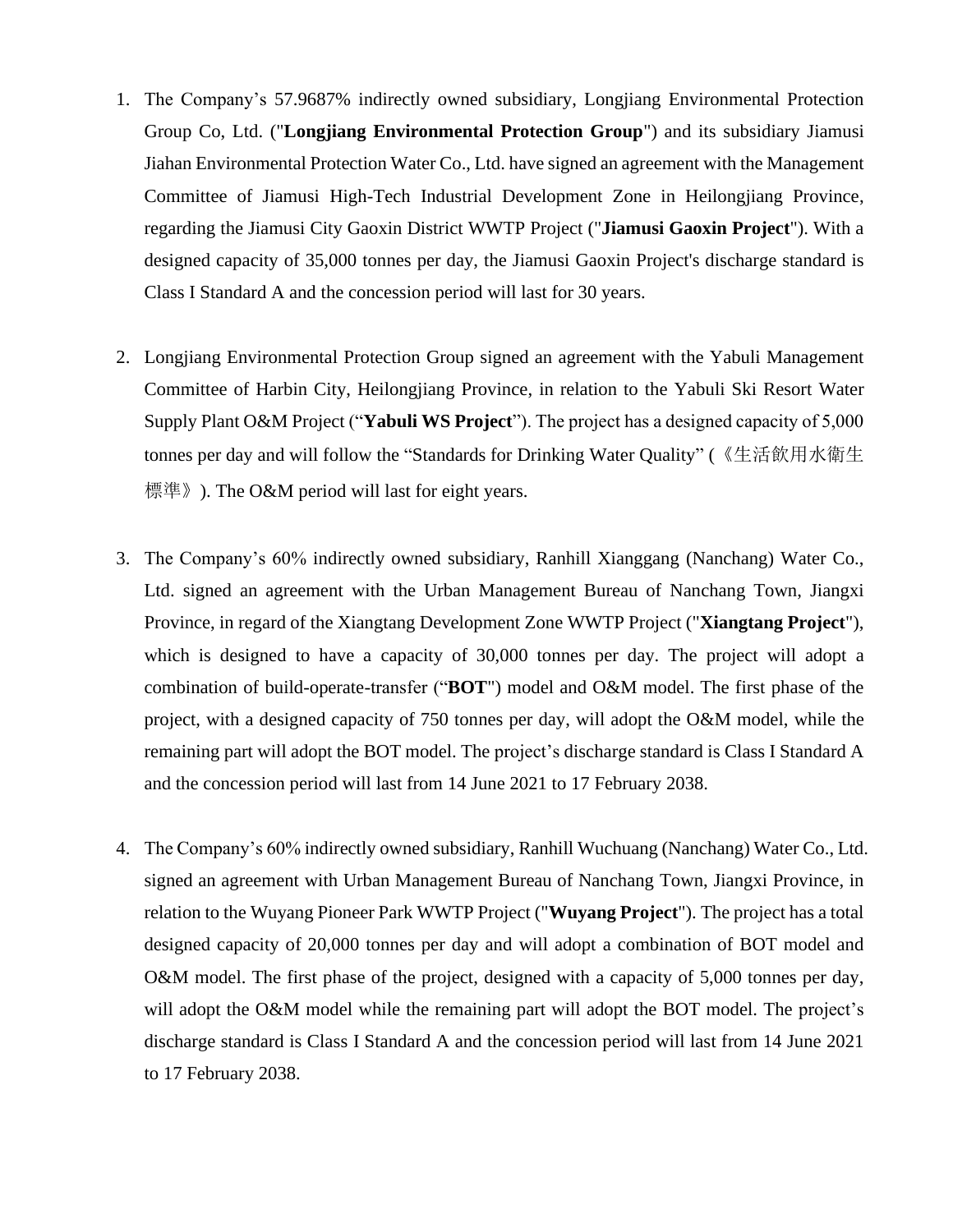1. The Company's 57.9687% indirectly owned subsidiary, Longjiang Environmental Protection Group Co, Ltd. ("**Longjiang Environmental Protection Group**") and its subsidiary Jiamusi Jiahan Environmental Protection Water Co., Ltd. have signed an agreement with the Management Committee of Jiamusi High-Tech Industrial Development Zone in Heilongjiang Province, regarding the Jiamusi City Gaoxin District WWTP Project ("**Jiamusi Gaoxin Project**"). With a designed capacity of 35,000 tonnes per day, the Jiamusi Gaoxin Project's discharge standard is Class I Standard A and the concession period will last for 30 years.

2. Longjiang Environmental Protection Group signed an agreement with the Yabuli Management Committee of Harbin City, Heilongjiang Province, in relation to the Yabuli Ski Resort Water Supply Plant O&M Project ("**Yabuli WS Project**"). The project has a designed capacity of 5,000 tonnes per day and will follow the "Standards for Drinking Water Quality" (《生活飲用水衛生標準》). The O&M period will last for eight years.

3. The Company's 60% indirectly owned subsidiary, Ranhill Xianggang (Nanchang) Water Co., Ltd. signed an agreement with the Urban Management Bureau of Nanchang Town, Jiangxi Province, in regard of the Xiangtang Development Zone WWTP Project ("**Xiangtang Project**"), which is designed to have a capacity of 30,000 tonnes per day. The project will adopt a combination of build-operate-transfer ("**BOT**") model and O&M model. The first phase of the project, with a designed capacity of 750 tonnes per day, will adopt the O&M model, while the remaining part will adopt the BOT model. The project's discharge standard is Class I Standard A and the concession period will last from 14 June 2021 to 17 February 2038.

4. The Company's 60% indirectly owned subsidiary, Ranhill Wuchuang (Nanchang) Water Co., Ltd. signed an agreement with Urban Management Bureau of Nanchang Town, Jiangxi Province, in relation to the Wuyang Pioneer Park WWTP Project ("**Wuyang Project**"). The project has a total designed capacity of 20,000 tonnes per day and will adopt a combination of BOT model and O&M model. The first phase of the project, designed with a capacity of 5,000 tonnes per day, will adopt the O&M model while the remaining part will adopt the BOT model. The project's discharge standard is Class I Standard A and the concession period will last from 14 June 2021 to 17 February 2038.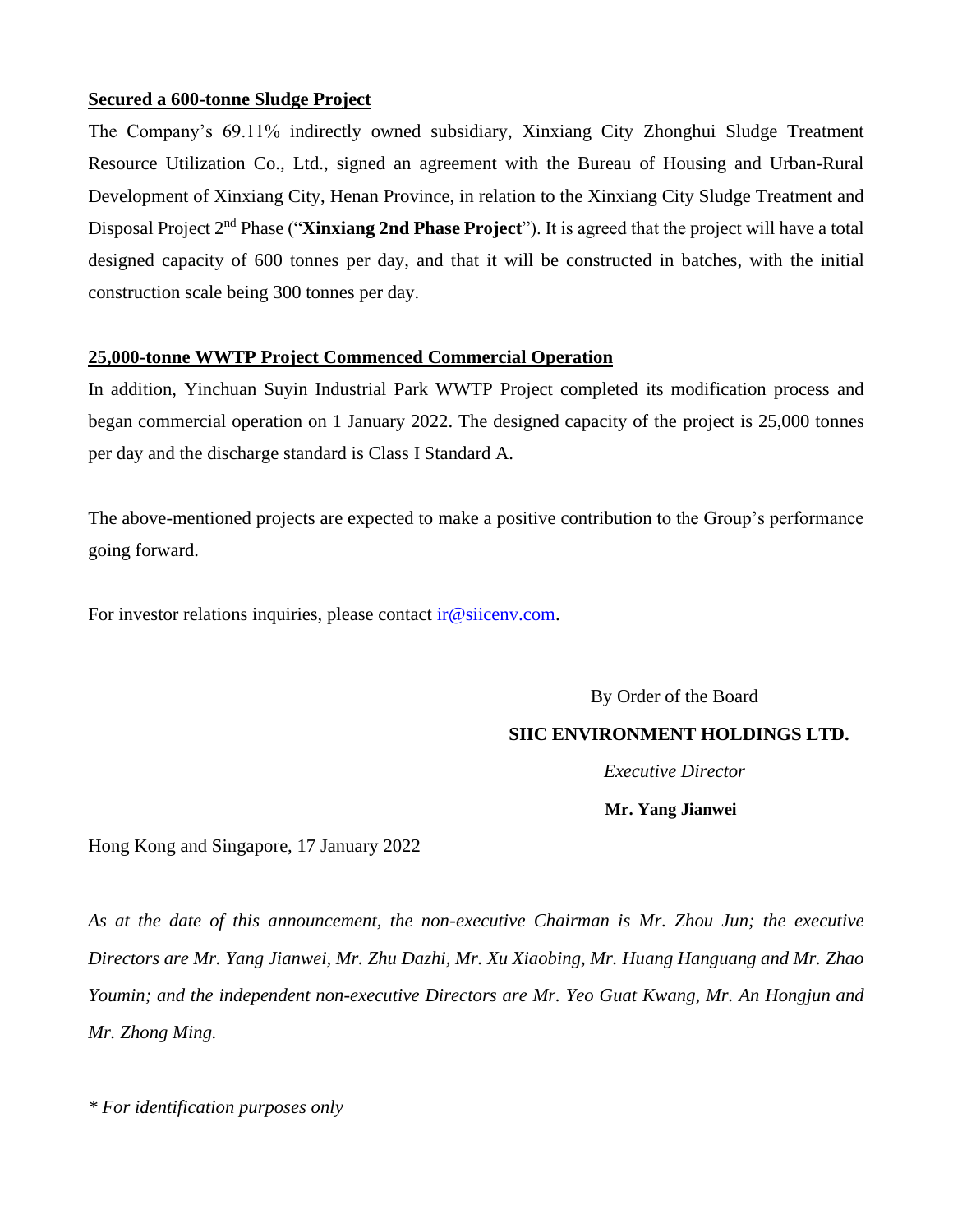**Secured a 600-tonne Sludge Project**

The Company's 69.11% indirectly owned subsidiary, Xinxiang City Zhonghui Sludge Treatment Resource Utilization Co., Ltd., signed an agreement with the Bureau of Housing and Urban-Rural Development of Xinxiang City, Henan Province, in relation to the Xinxiang City Sludge Treatment and Disposal Project 2nd Phase ("**Xinxiang 2nd Phase Project**"). It is agreed that the project will have a total designed capacity of 600 tonnes per day, and that it will be constructed in batches, with the initial construction scale being 300 tonnes per day.

**25,000-tonne WWTP Project Commenced Commercial Operation**

In addition, Yinchuan Suyin Industrial Park WWTP Project completed its modification process and began commercial operation on 1 January 2022. The designed capacity of the project is 25,000 tonnes per day and the discharge standard is Class I Standard A.

The above-mentioned projects are expected to make a positive contribution to the Group's performance going forward.

For investor relations inquiries, please contact ir@siicenv.com.

By Order of the Board

**SIIC ENVIRONMENT HOLDINGS LTD.**

*Executive Director*

**Mr. Yang Jianwei**

Hong Kong and Singapore, 17 January 2022

*As at the date of this announcement, the non-executive Chairman is Mr. Zhou Jun; the executive Directors are Mr. Yang Jianwei, Mr. Zhu Dazhi, Mr. Xu Xiaobing, Mr. Huang Hanguang and Mr. Zhao Youmin; and the independent non-executive Directors are Mr. Yeo Guat Kwang, Mr. An Hongjun and Mr. Zhong Ming.*

*\* For identification purposes only*